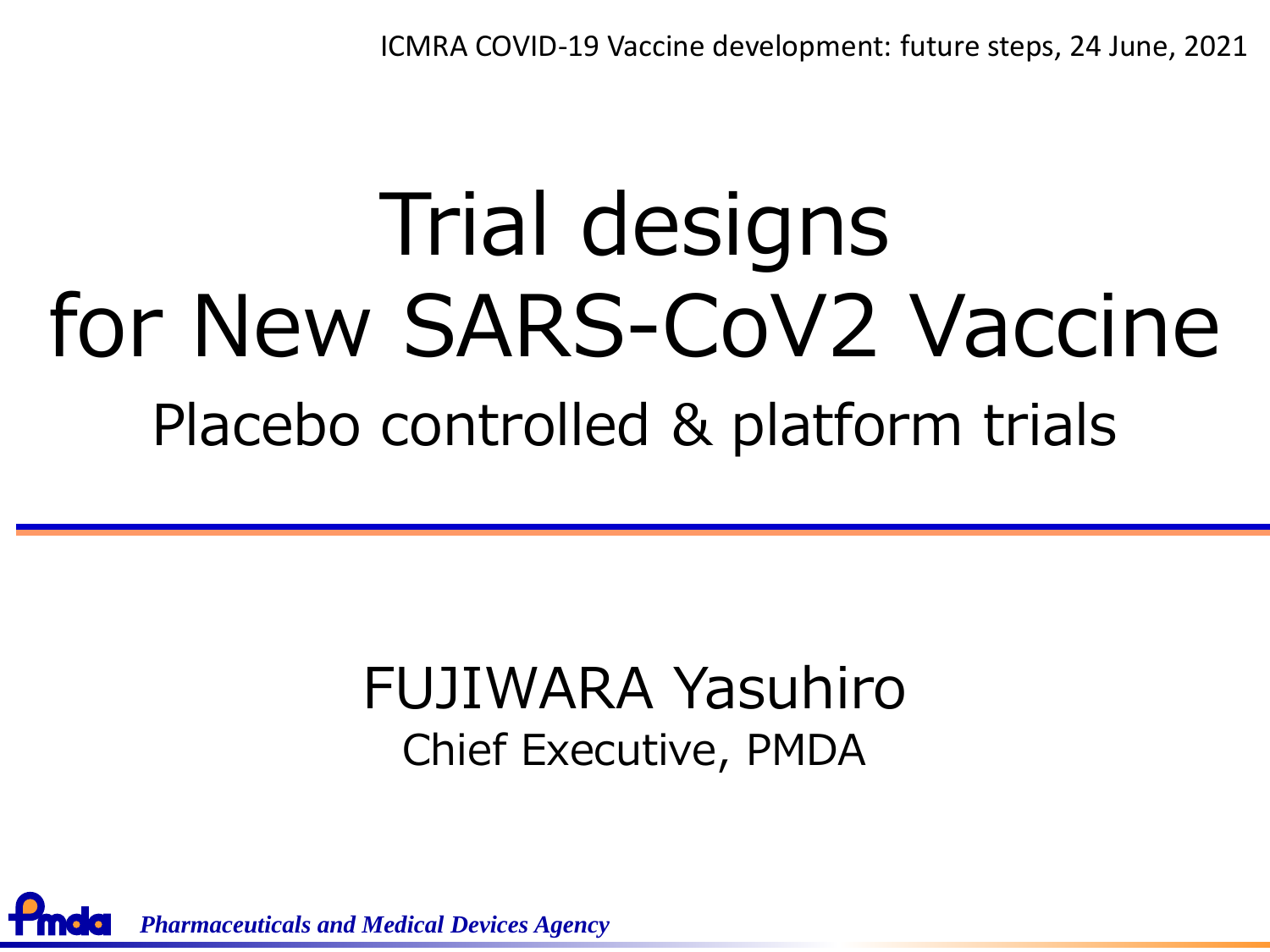ICMRA COVID-19 Vaccine development: future steps, 24 June, 2021

# Trial designs for New SARS-CoV2 Vaccine

## Placebo controlled & platform trials

FUJIWARA Yasuhiro

Chief Executive, PMDA

*Pharmaceuticals and Medical Devices Agency*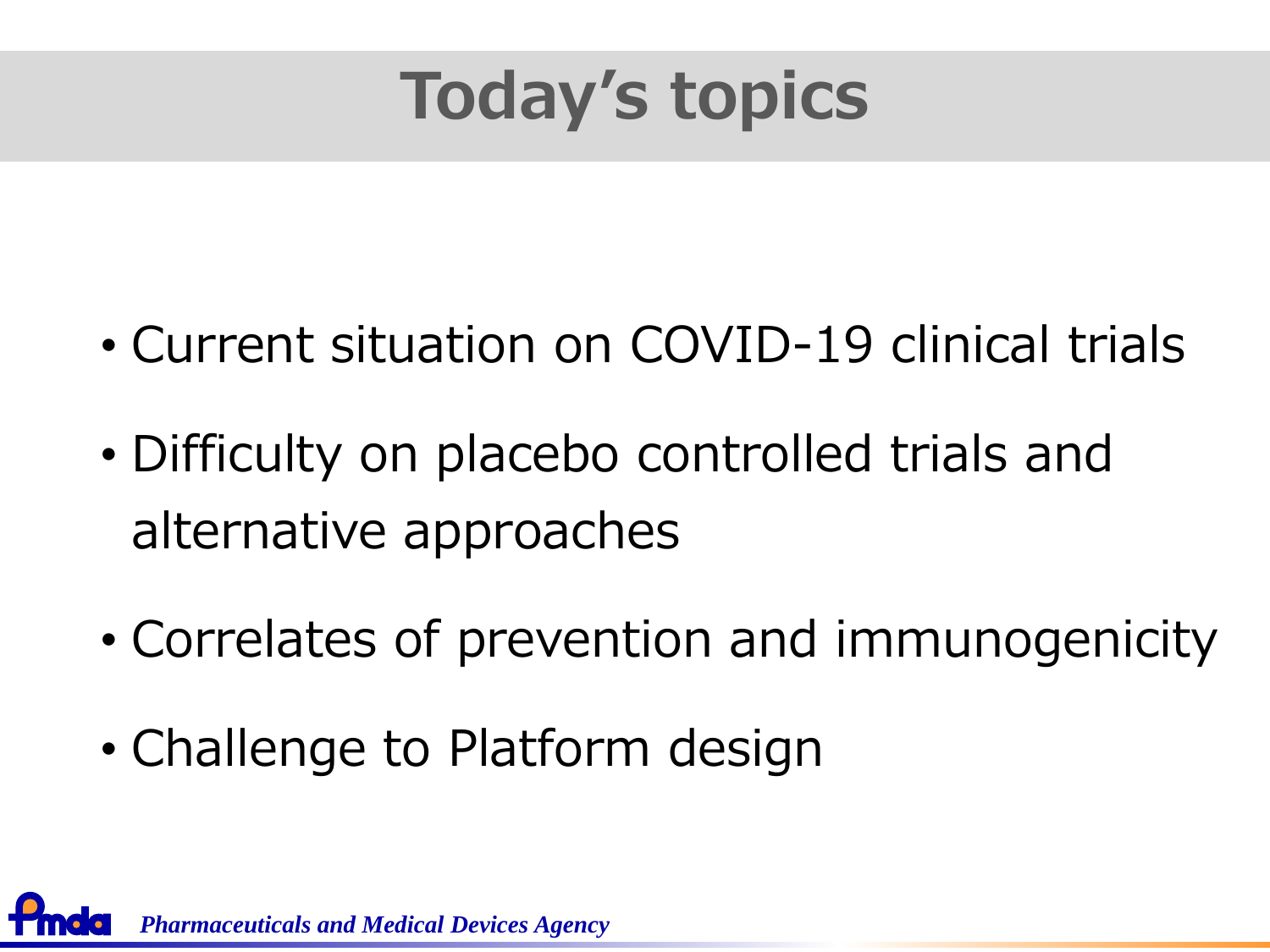# Today's topics

- Current situation on COVID-19 clinical trials
- Difficulty on placebo controlled trials and alternative approaches
- Correlates of prevention and immunogenicity
- Challenge to Platform design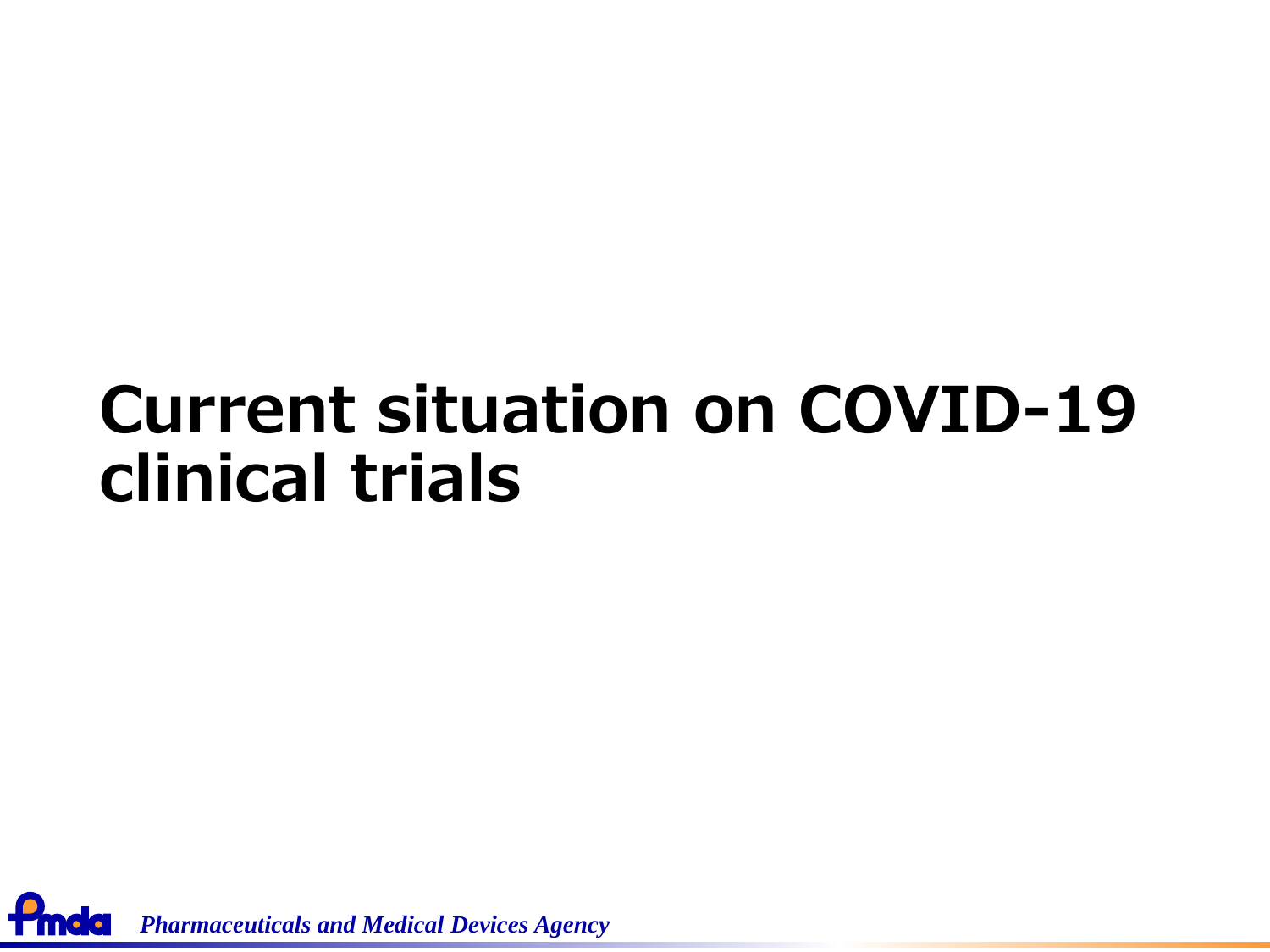# Current situation on COVID-19 clinical trials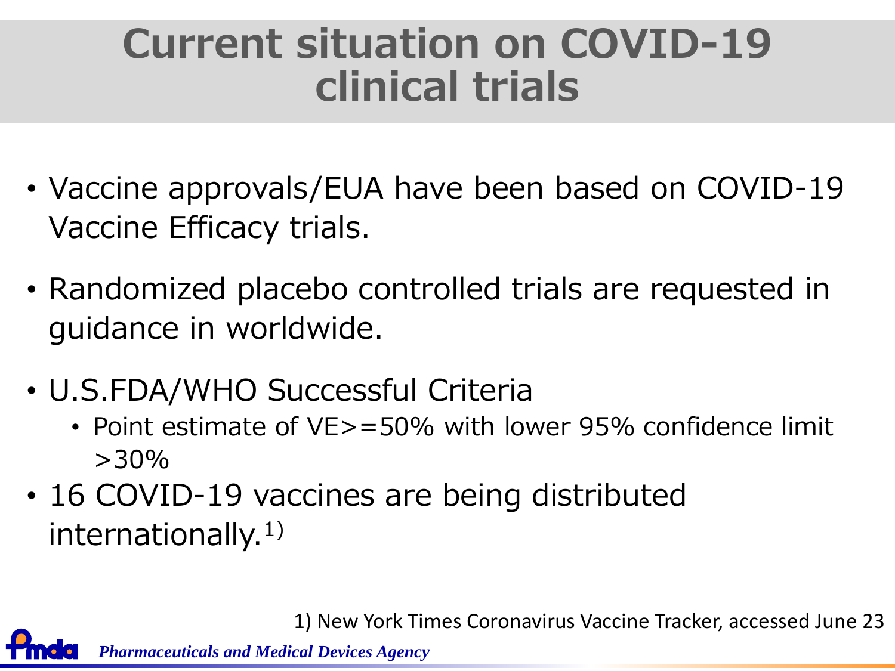# Current situation on COVID-19 clinical trials

- Vaccine approvals/EUA have been based on COVID-19 Vaccine Efficacy trials.
- Randomized placebo controlled trials are requested in guidance in worldwide.
- U.S.FDA/WHO Successful Criteria
  - Point estimate of VE>=50% with lower 95% confidence limit >30%
- 16 COVID-19 vaccines are being distributed internationally.[1)]

1) New York Times Coronavirus Vaccine Tracker, accessed June 23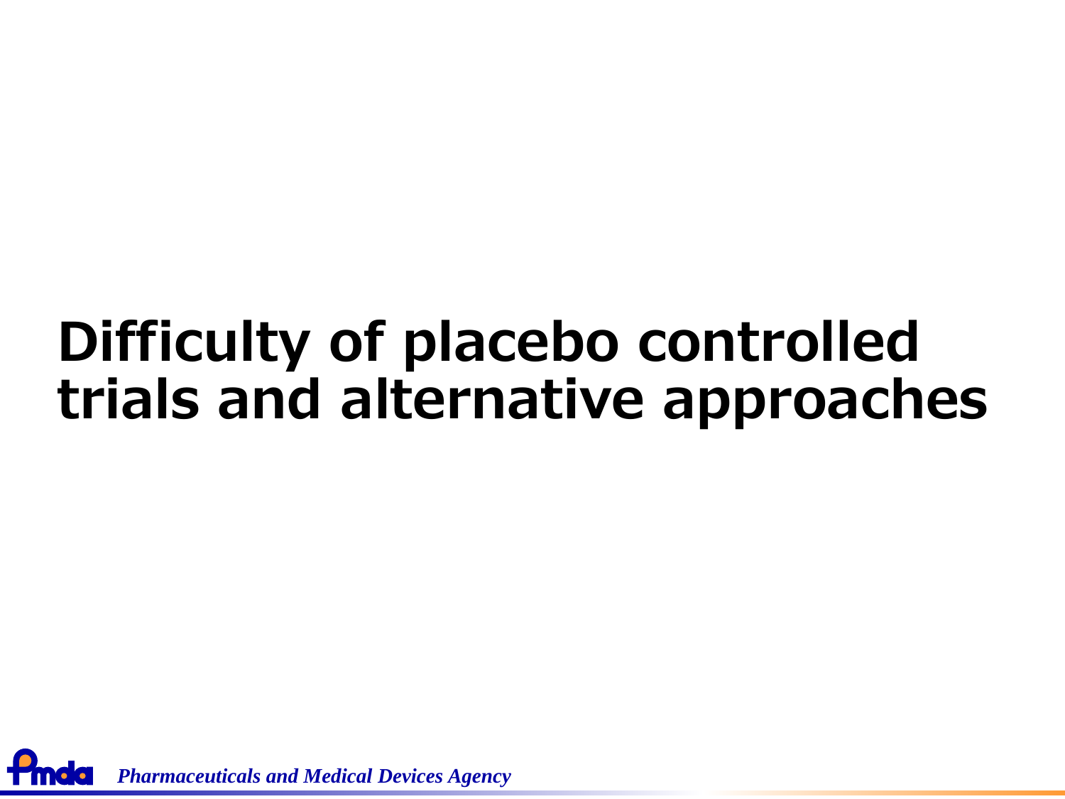# Difficulty of placebo controlled trials and alternative approaches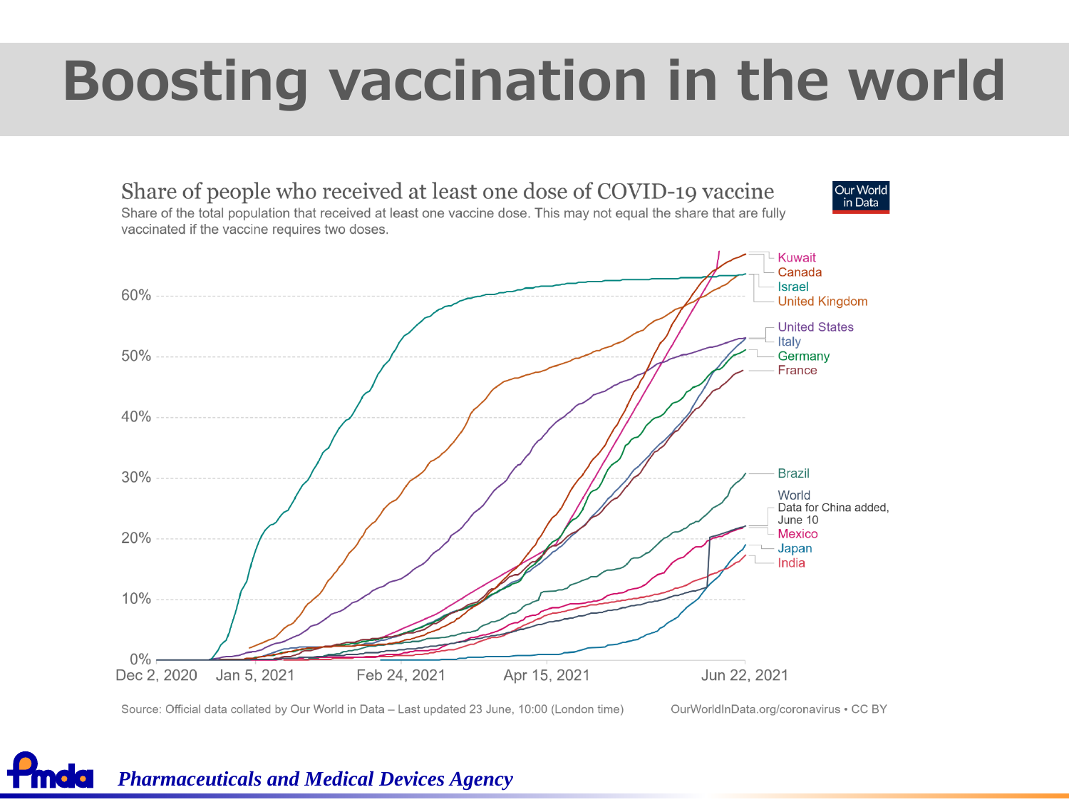# Boosting vaccination in the world

Share of people who received at least one dose of COVID-19 vaccine

Share of the total population that received at least one vaccine dose. This may not equal the share that are fully vaccinated if the vaccine requires two doses.

Our World in Data

Kuwait
Canada
Israel
United Kingdom
United States
Italy
Germany
France
Brazil
World
Data for China added, June 10
Mexico
Japan
India

60%
50%
40%
30%
20%
10%
0%

Dec 2, 2020 Jan 5, 2021 Feb 24, 2021 Apr 15, 2021 Jun 22, 2021

Source: Official data collated by Our World in Data – Last updated 23 June, 10:00 (London time)

OurWorldInData.org/coronavirus • CC BY

*Pharmaceuticals and Medical Devices Agency*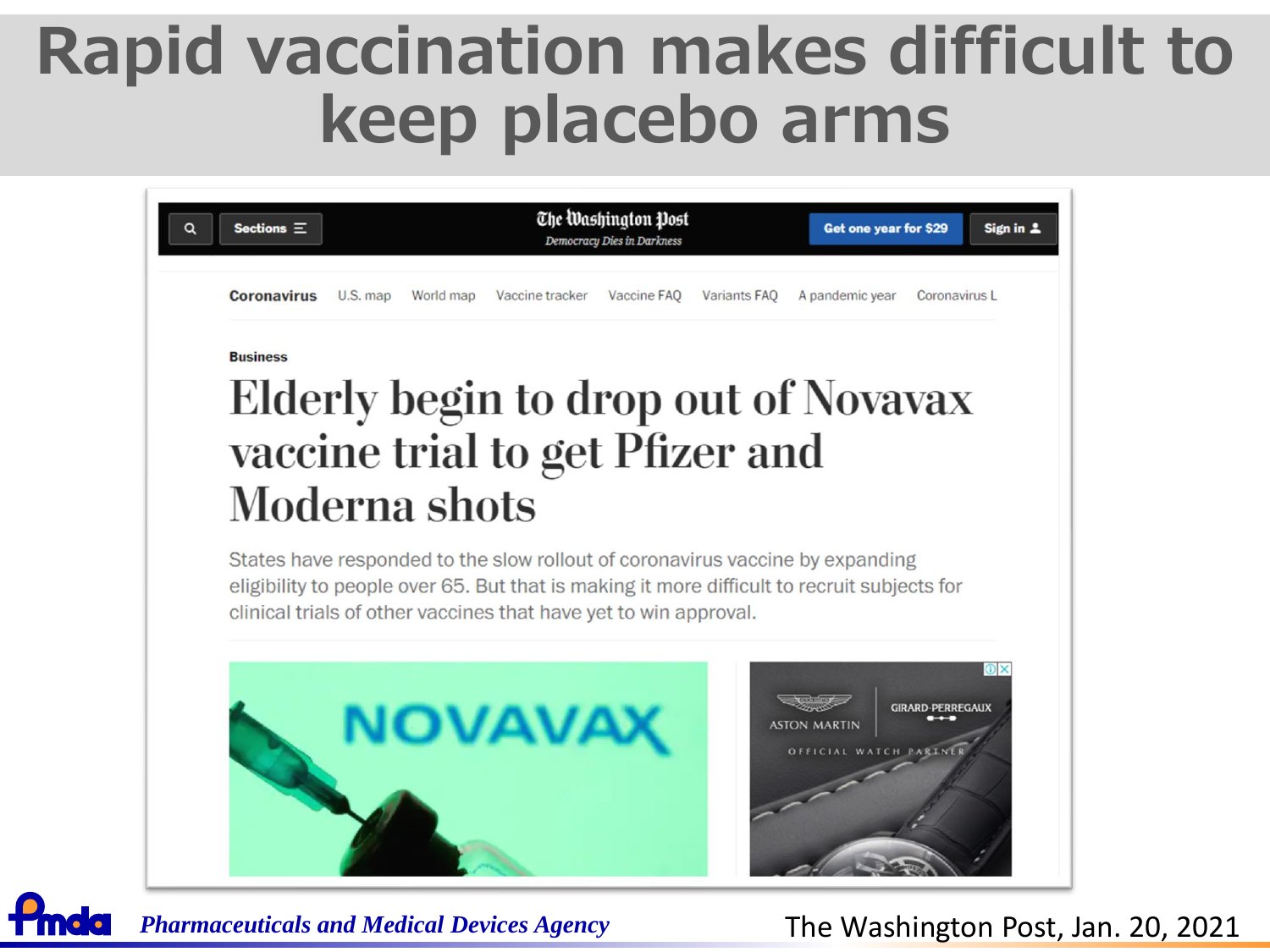# Rapid vaccination makes difficult to keep placebo arms

The Washington Post
Democracy Dies in Darkness

Coronavirus | U.S. map | World map | Vaccine tracker | Vaccine FAQ | Variants FAQ | A pandemic year | Coronavirus L

Business

## Elderly begin to drop out of Novavax vaccine trial to get Pfizer and Moderna shots

States have responded to the slow rollout of coronavirus vaccine by expanding eligibility to people over 65. But that is making it more difficult to recruit subjects for clinical trials of other vaccines that have yet to win approval.

The Washington Post, Jan. 20, 2021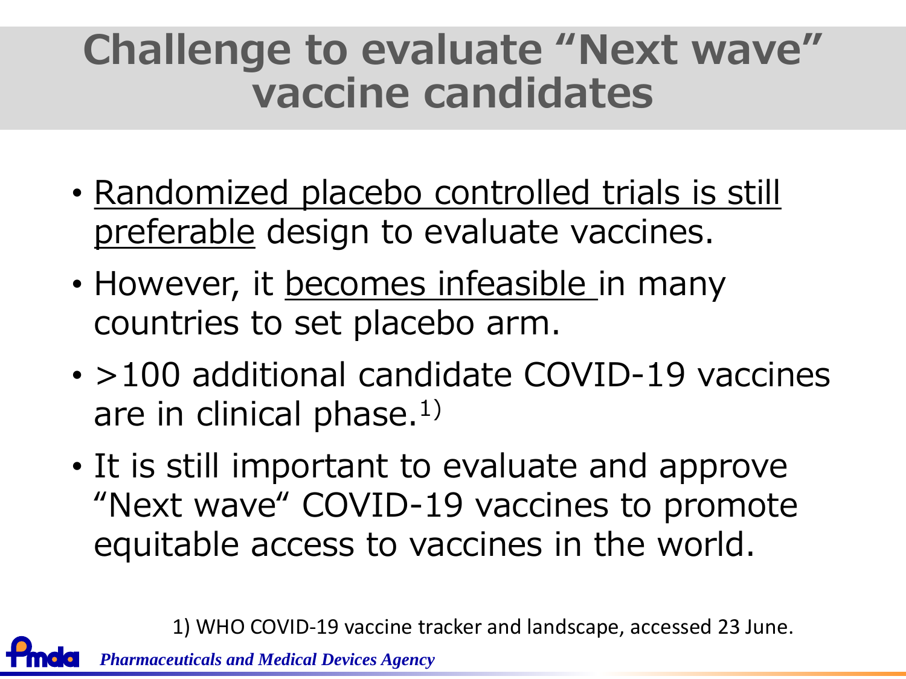# Challenge to evaluate "Next wave" vaccine candidates

- Randomized placebo controlled trials is still preferable design to evaluate vaccines.
- However, it becomes infeasible in many countries to set placebo arm.
- >100 additional candidate COVID-19 vaccines are in clinical phase.[1)]
- It is still important to evaluate and approve "Next wave" COVID-19 vaccines to promote equitable access to vaccines in the world.

1) WHO COVID-19 vaccine tracker and landscape, accessed 23 June.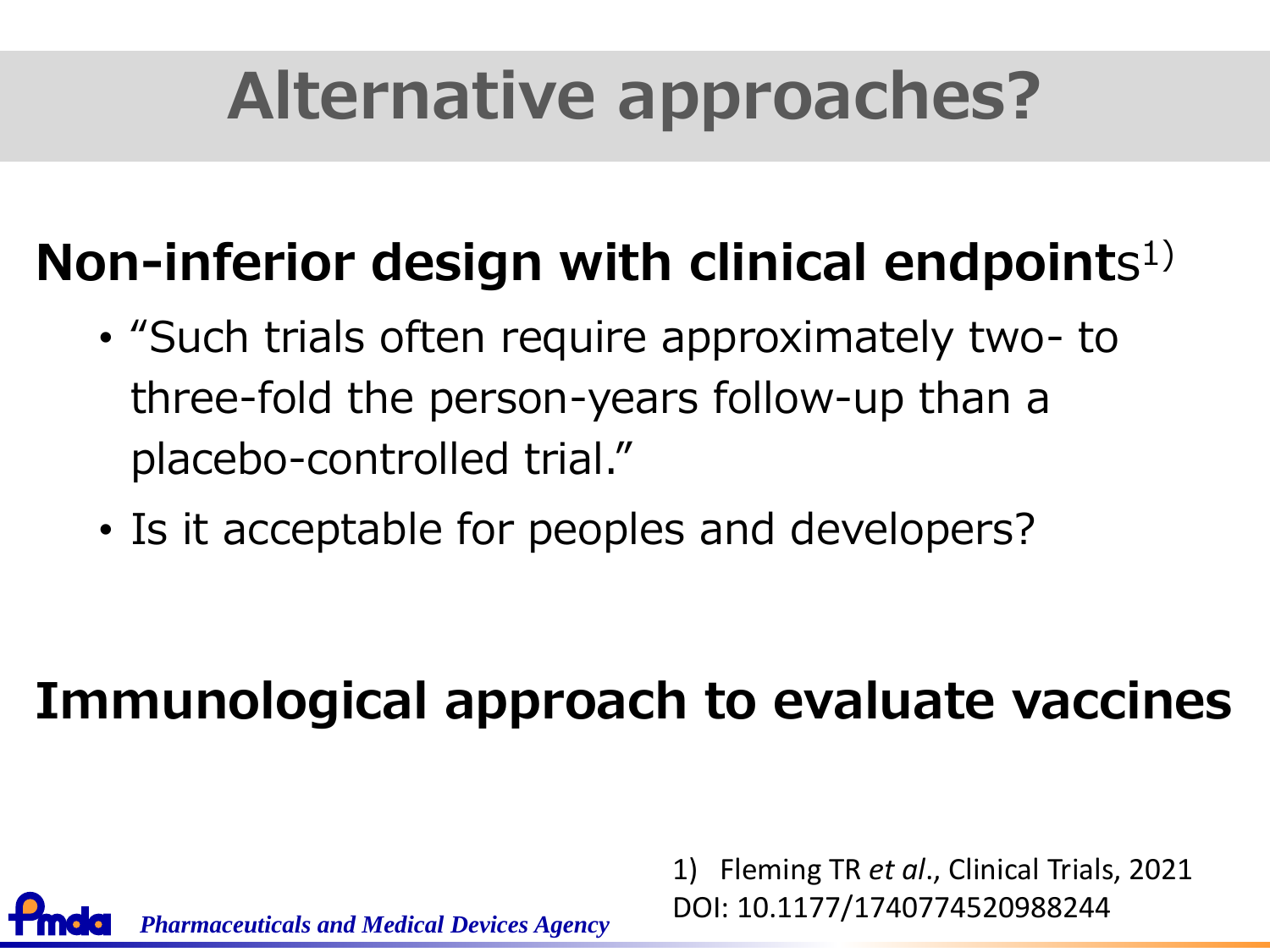# Alternative approaches?

## Non-inferior design with clinical endpoints[1)]

- "Such trials often require approximately two- to three-fold the person-years follow-up than a placebo-controlled trial."
- Is it acceptable for peoples and developers?

## Immunological approach to evaluate vaccines

1) Fleming TR *et al*., Clinical Trials, 2021 DOI: 10.1177/1740774520988244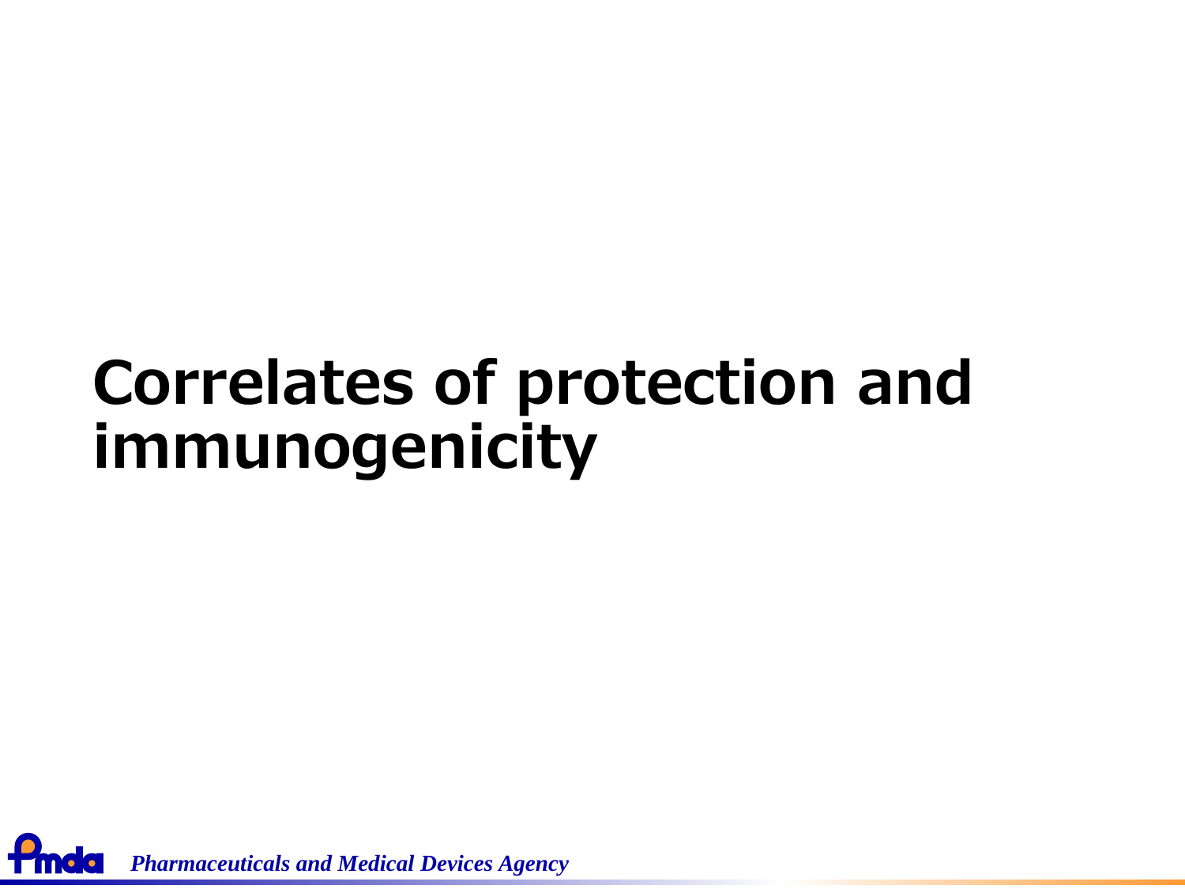# Correlates of protection and immunogenicity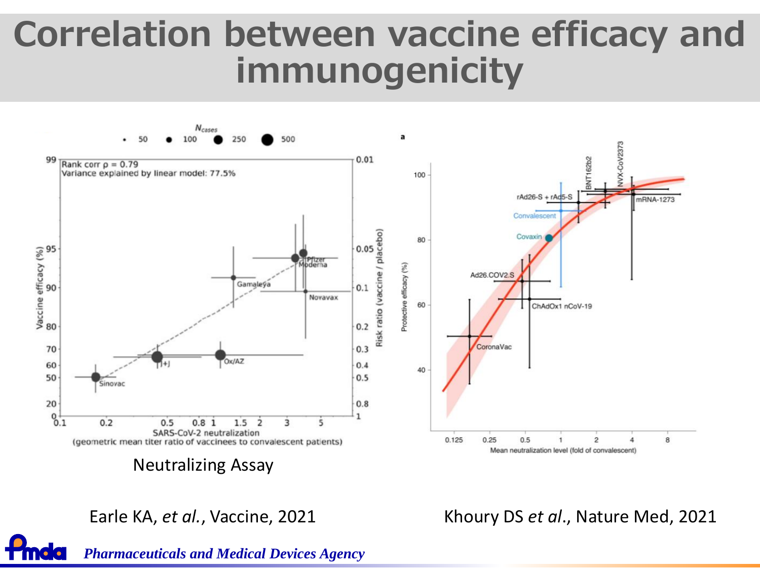# Correlation between vaccine efficacy and immunogenicity

Neutralizing Assay

Earle KA, *et al.*, Vaccine, 2021

Khoury DS *et al*., Nature Med, 2021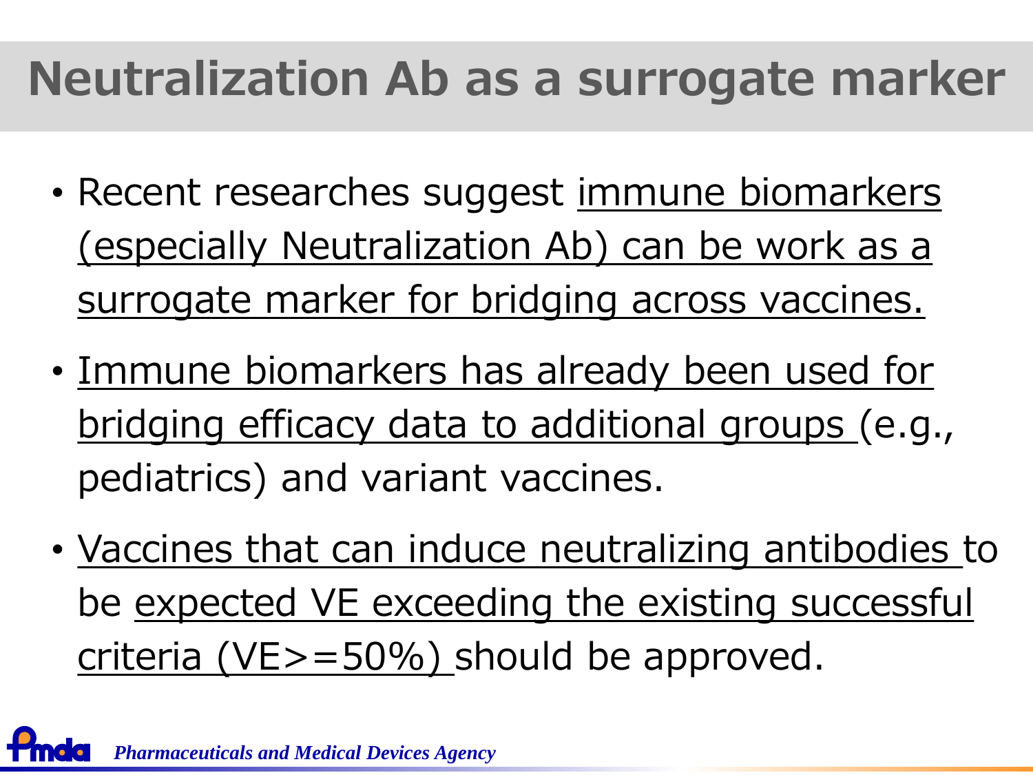# Neutralization Ab as a surrogate marker

- Recent researches suggest immune biomarkers (especially Neutralization Ab) can be work as a surrogate marker for bridging across vaccines.
- Immune biomarkers has already been used for bridging efficacy data to additional groups (e.g., pediatrics) and variant vaccines.
- Vaccines that can induce neutralizing antibodies to be expected VE exceeding the existing successful criteria (VE>=50%) should be approved.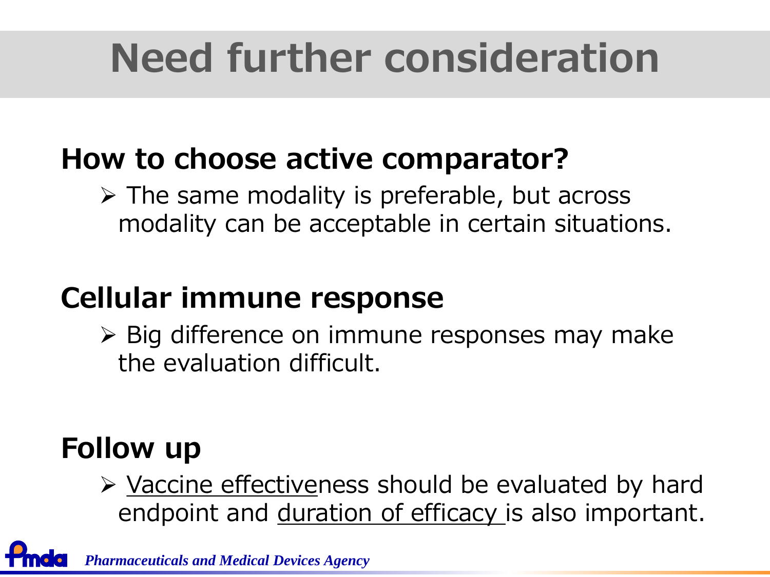# Need further consideration

## How to choose active comparator?

- The same modality is preferable, but across modality can be acceptable in certain situations.

## Cellular immune response

- Big difference on immune responses may make the evaluation difficult.

## Follow up

- <u>Vaccine effective</u>ness should be evaluated by hard endpoint and <u>duration of efficacy</u> is also important.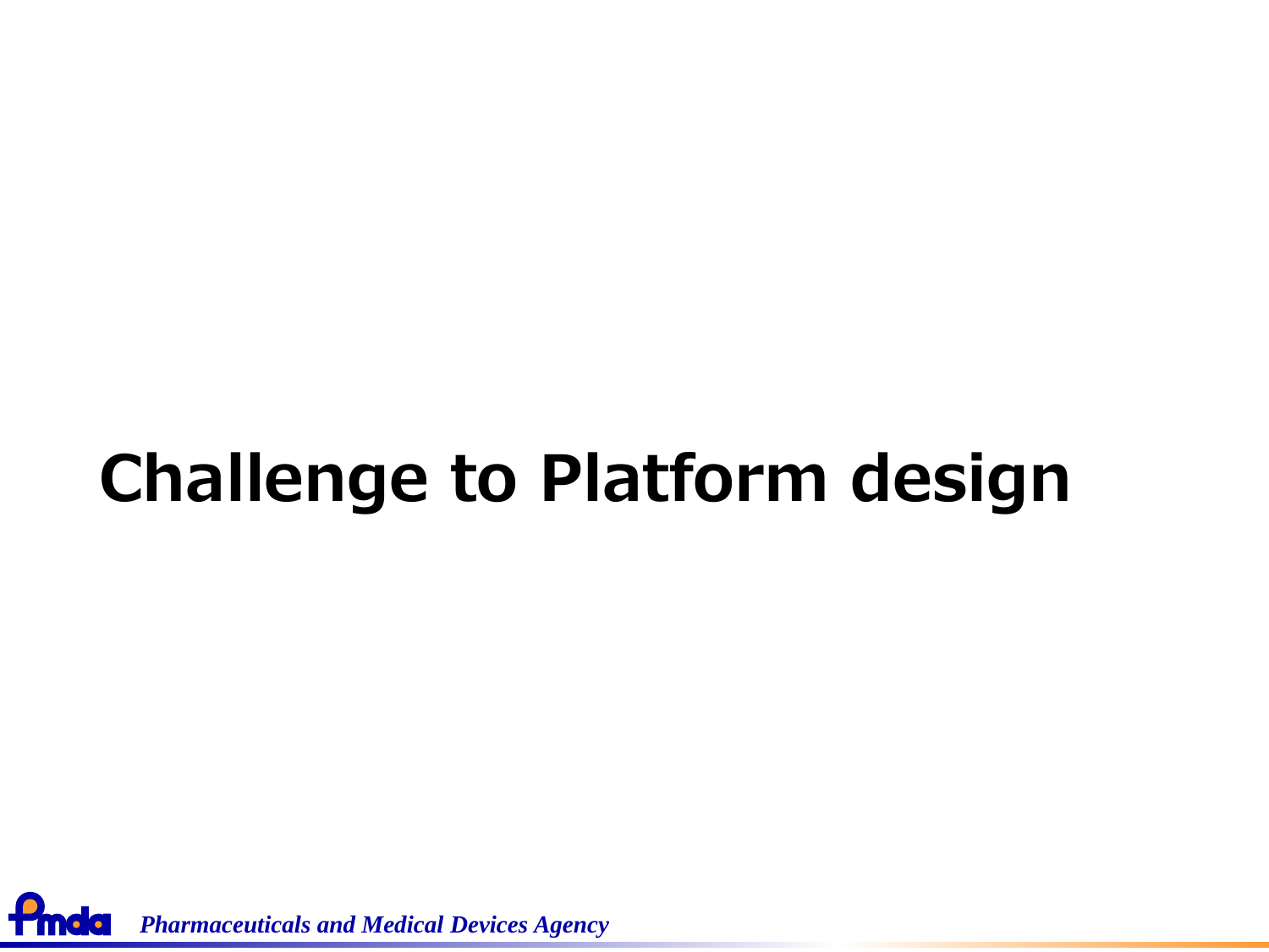# Challenge to Platform design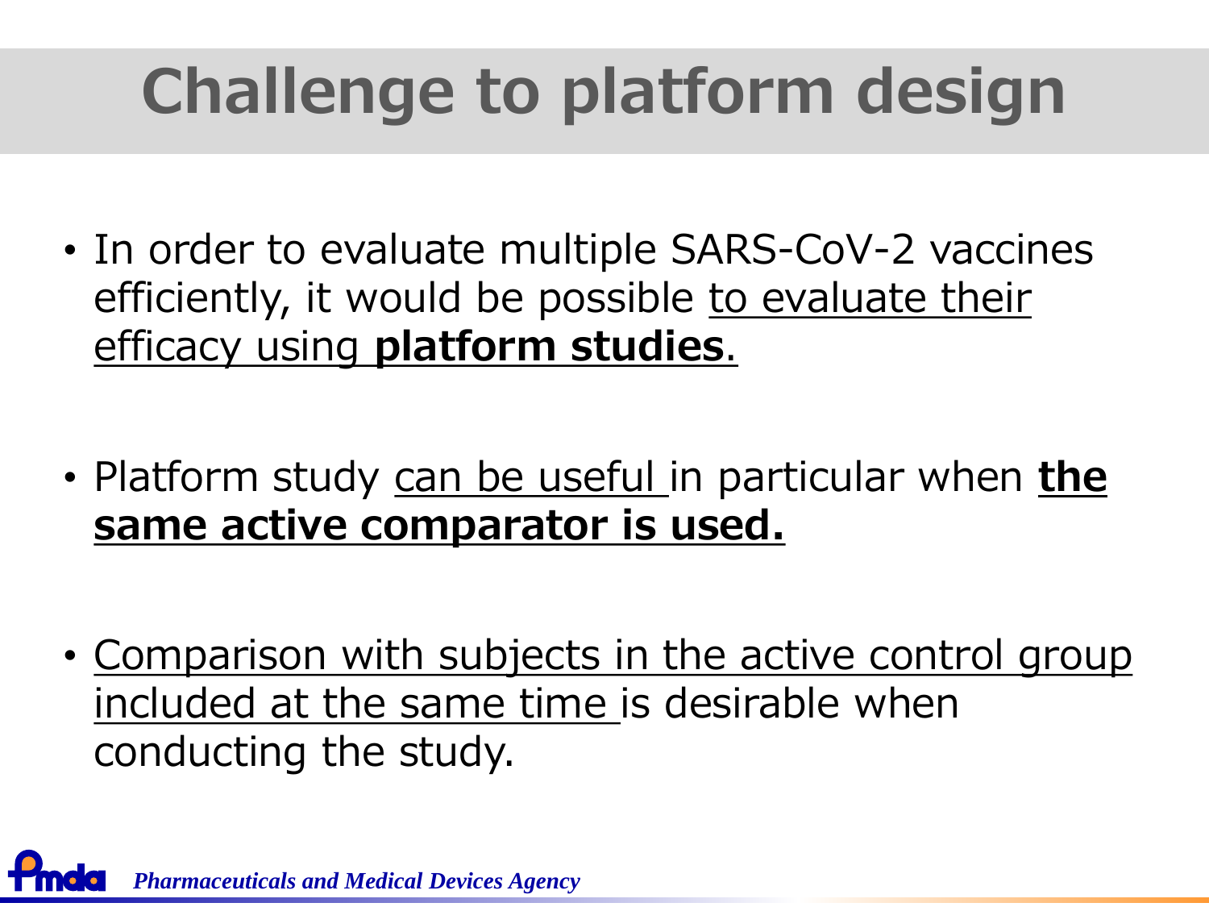# Challenge to platform design

- In order to evaluate multiple SARS-CoV-2 vaccines efficiently, it would be possible to evaluate their efficacy using **platform studies**.

- Platform study can be useful in particular when **the same active comparator is used.**

- Comparison with subjects in the active control group included at the same time is desirable when conducting the study.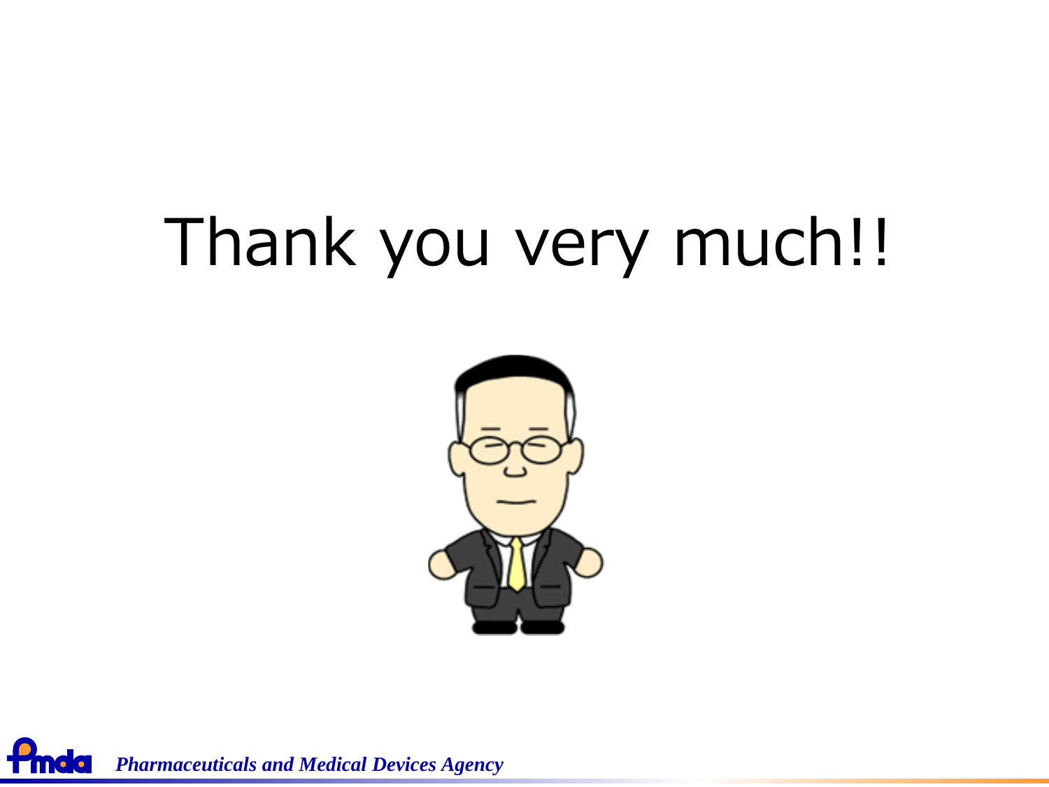# Thank you very much!!